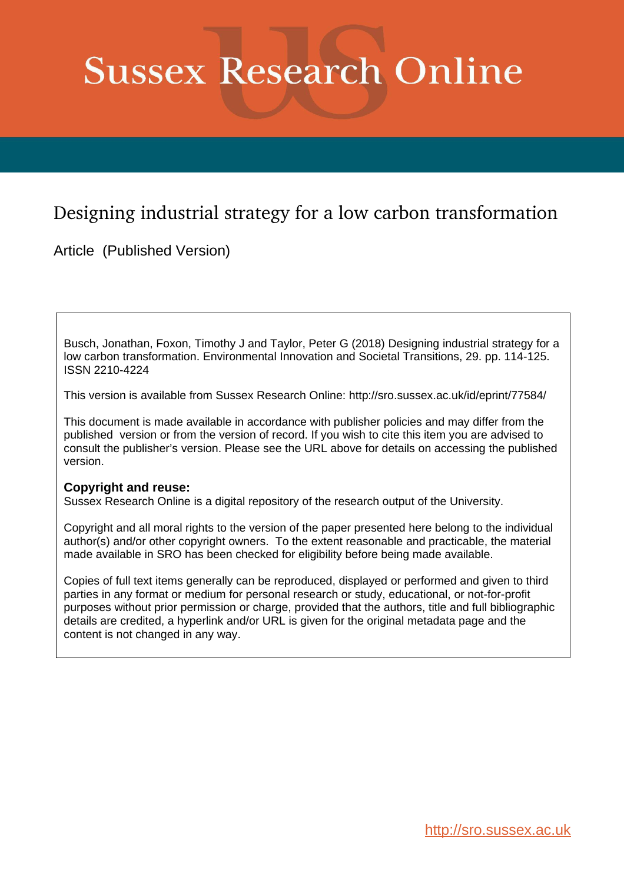# Sussex Research Online

## Designing industrial strategy for a low carbon transformation

Article (Published Version)

Busch, Jonathan, Foxon, Timothy J and Taylor, Peter G (2018) Designing industrial strategy for a low carbon transformation. Environmental Innovation and Societal Transitions, 29. pp. 114-125. ISSN 2210-4224

This version is available from Sussex Research Online: http://sro.sussex.ac.uk/id/eprint/77584/

This document is made available in accordance with publisher policies and may differ from the published version or from the version of record. If you wish to cite this item you are advised to consult the publisher's version. Please see the URL above for details on accessing the published version.

**Copyright and reuse:**
Sussex Research Online is a digital repository of the research output of the University.

Copyright and all moral rights to the version of the paper presented here belong to the individual author(s) and/or other copyright owners. To the extent reasonable and practicable, the material made available in SRO has been checked for eligibility before being made available.

Copies of full text items generally can be reproduced, displayed or performed and given to third parties in any format or medium for personal research or study, educational, or not-for-profit purposes without prior permission or charge, provided that the authors, title and full bibliographic details are credited, a hyperlink and/or URL is given for the original metadata page and the content is not changed in any way.

http://sro.sussex.ac.uk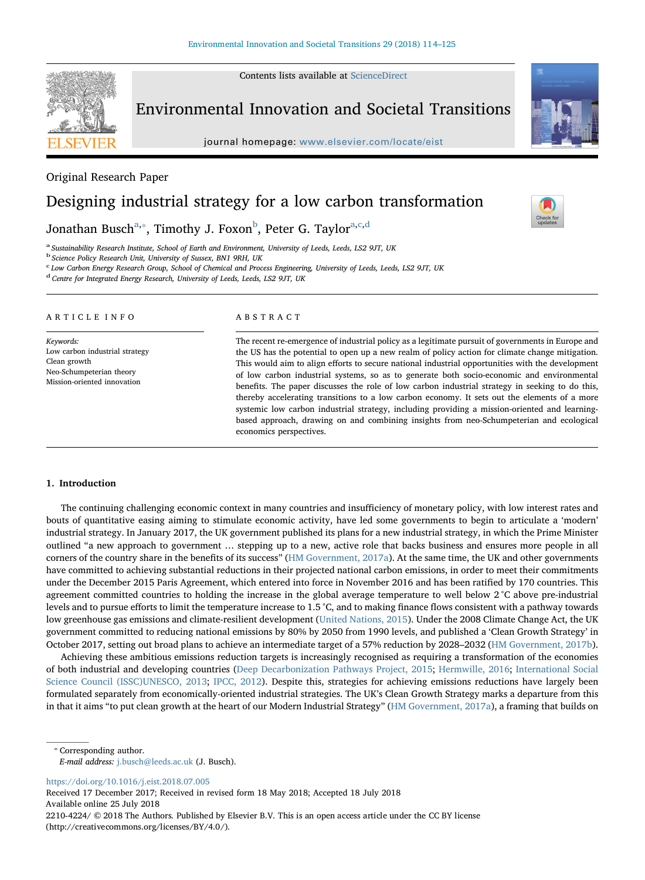Original Research Paper

# Designing industrial strategy for a low carbon transformation

Jonathan Busch[a,*], Timothy J. Foxon[b], Peter G. Taylor[a,c,d]

[a] Sustainability Research Institute, School of Earth and Environment, University of Leeds, Leeds, LS2 9JT, UK

[b] Science Policy Research Unit, University of Sussex, BN1 9RH, UK

[c] Low Carbon Energy Research Group, School of Chemical and Process Engineering, University of Leeds, Leeds, LS2 9JT, UK

[d] Centre for Integrated Energy Research, University of Leeds, Leeds, LS2 9JT, UK

## ARTICLE INFO

*Keywords:*
Low carbon industrial strategy
Clean growth
Neo-Schumpeterian theory
Mission-oriented innovation

## ABSTRACT

The recent re-emergence of industrial policy as a legitimate pursuit of governments in Europe and the US has the potential to open up a new realm of policy action for climate change mitigation. This would aim to align efforts to secure national industrial opportunities with the development of low carbon industrial systems, so as to generate both socio-economic and environmental benefits. The paper discusses the role of low carbon industrial strategy in seeking to do this, thereby accelerating transitions to a low carbon economy. It sets out the elements of a more systemic low carbon industrial strategy, including providing a mission-oriented and learning-based approach, drawing on and combining insights from neo-Schumpeterian and ecological economics perspectives.

## 1. Introduction

The continuing challenging economic context in many countries and insufficiency of monetary policy, with low interest rates and bouts of quantitative easing aiming to stimulate economic activity, have led some governments to begin to articulate a 'modern' industrial strategy. In January 2017, the UK government published its plans for a new industrial strategy, in which the Prime Minister outlined "a new approach to government … stepping up to a new, active role that backs business and ensures more people in all corners of the country share in the benefits of its success" (HM Government, 2017a). At the same time, the UK and other governments have committed to achieving substantial reductions in their projected national carbon emissions, in order to meet their commitments under the December 2015 Paris Agreement, which entered into force in November 2016 and has been ratified by 170 countries. This agreement committed countries to holding the increase in the global average temperature to well below 2 °C above pre-industrial levels and to pursue efforts to limit the temperature increase to 1.5 °C, and to making finance flows consistent with a pathway towards low greenhouse gas emissions and climate-resilient development (United Nations, 2015). Under the 2008 Climate Change Act, the UK government committed to reducing national emissions by 80% by 2050 from 1990 levels, and published a 'Clean Growth Strategy' in October 2017, setting out broad plans to achieve an intermediate target of a 57% reduction by 2028–2032 (HM Government, 2017b).

Achieving these ambitious emissions reduction targets is increasingly recognised as requiring a transformation of the economies of both industrial and developing countries (Deep Decarbonization Pathways Project, 2015; Hermwille, 2016; International Social Science Council (ISSC)UNESCO, 2013; IPCC, 2012). Despite this, strategies for achieving emissions reductions have largely been formulated separately from economically-oriented industrial strategies. The UK's Clean Growth Strategy marks a departure from this in that it aims "to put clean growth at the heart of our Modern Industrial Strategy" (HM Government, 2017a), a framing that builds on

* Corresponding author.
*E-mail address:* j.busch@leeds.ac.uk (J. Busch).

https://doi.org/10.1016/j.eist.2018.07.005
Received 17 December 2017; Received in revised form 18 May 2018; Accepted 18 July 2018
Available online 25 July 2018
2210-4224/ © 2018 The Authors. Published by Elsevier B.V. This is an open access article under the CC BY license (http://creativecommons.org/licenses/BY/4.0/).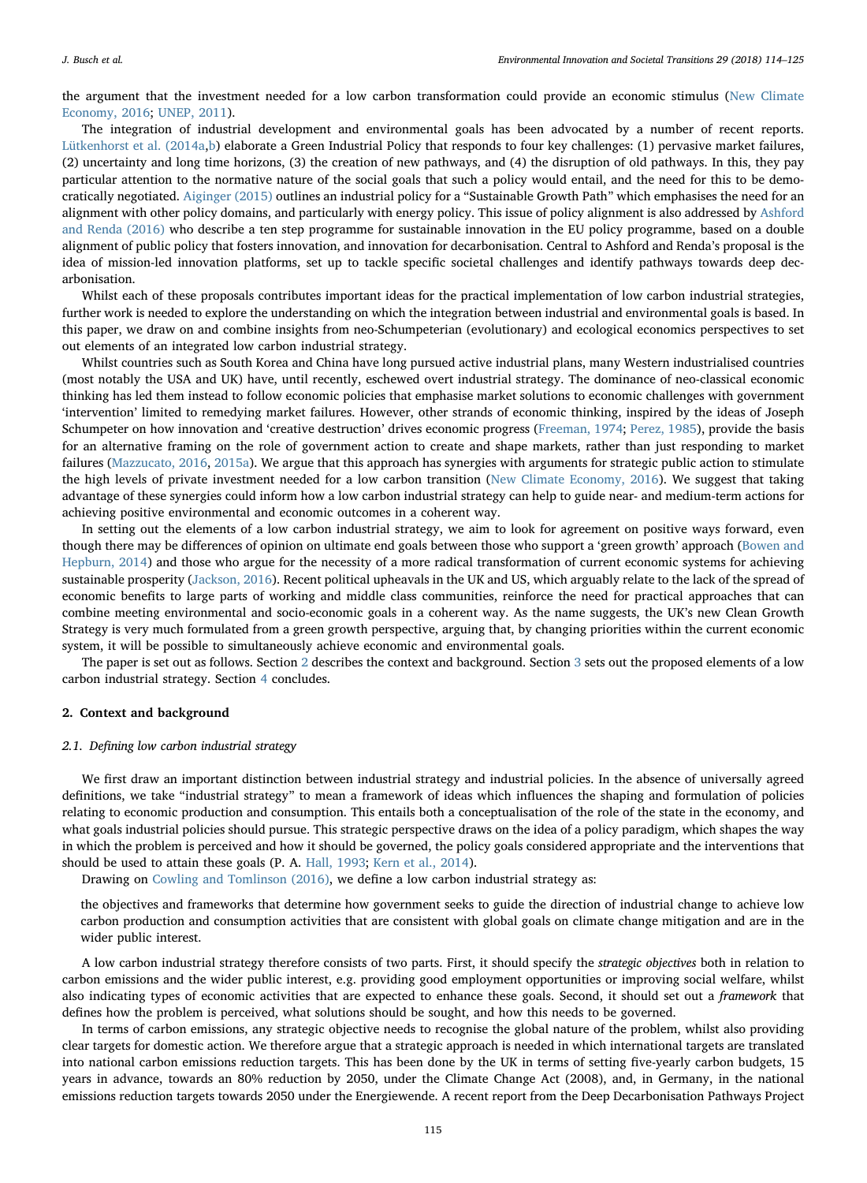the argument that the investment needed for a low carbon transformation could provide an economic stimulus (New Climate Economy, 2016; UNEP, 2011).

The integration of industrial development and environmental goals has been advocated by a number of recent reports. Lütkenhorst et al. (2014a,b) elaborate a Green Industrial Policy that responds to four key challenges: (1) pervasive market failures, (2) uncertainty and long time horizons, (3) the creation of new pathways, and (4) the disruption of old pathways. In this, they pay particular attention to the normative nature of the social goals that such a policy would entail, and the need for this to be democratically negotiated. Aiginger (2015) outlines an industrial policy for a "Sustainable Growth Path" which emphasises the need for an alignment with other policy domains, and particularly with energy policy. This issue of policy alignment is also addressed by Ashford and Renda (2016) who describe a ten step programme for sustainable innovation in the EU policy programme, based on a double alignment of public policy that fosters innovation, and innovation for decarbonisation. Central to Ashford and Renda's proposal is the idea of mission-led innovation platforms, set up to tackle specific societal challenges and identify pathways towards deep decarbonisation.

Whilst each of these proposals contributes important ideas for the practical implementation of low carbon industrial strategies, further work is needed to explore the understanding on which the integration between industrial and environmental goals is based. In this paper, we draw on and combine insights from neo-Schumpeterian (evolutionary) and ecological economics perspectives to set out elements of an integrated low carbon industrial strategy.

Whilst countries such as South Korea and China have long pursued active industrial plans, many Western industrialised countries (most notably the USA and UK) have, until recently, eschewed overt industrial strategy. The dominance of neo-classical economic thinking has led them instead to follow economic policies that emphasise market solutions to economic challenges with government 'intervention' limited to remedying market failures. However, other strands of economic thinking, inspired by the ideas of Joseph Schumpeter on how innovation and 'creative destruction' drives economic progress (Freeman, 1974; Perez, 1985), provide the basis for an alternative framing on the role of government action to create and shape markets, rather than just responding to market failures (Mazzucato, 2016, 2015a). We argue that this approach has synergies with arguments for strategic public action to stimulate the high levels of private investment needed for a low carbon transition (New Climate Economy, 2016). We suggest that taking advantage of these synergies could inform how a low carbon industrial strategy can help to guide near- and medium-term actions for achieving positive environmental and economic outcomes in a coherent way.

In setting out the elements of a low carbon industrial strategy, we aim to look for agreement on positive ways forward, even though there may be differences of opinion on ultimate end goals between those who support a 'green growth' approach (Bowen and Hepburn, 2014) and those who argue for the necessity of a more radical transformation of current economic systems for achieving sustainable prosperity (Jackson, 2016). Recent political upheavals in the UK and US, which arguably relate to the lack of the spread of economic benefits to large parts of working and middle class communities, reinforce the need for practical approaches that can combine meeting environmental and socio-economic goals in a coherent way. As the name suggests, the UK's new Clean Growth Strategy is very much formulated from a green growth perspective, arguing that, by changing priorities within the current economic system, it will be possible to simultaneously achieve economic and environmental goals.

The paper is set out as follows. Section 2 describes the context and background. Section 3 sets out the proposed elements of a low carbon industrial strategy. Section 4 concludes.

## 2. Context and background

### 2.1. Defining low carbon industrial strategy

We first draw an important distinction between industrial strategy and industrial policies. In the absence of universally agreed definitions, we take "industrial strategy" to mean a framework of ideas which influences the shaping and formulation of policies relating to economic production and consumption. This entails both a conceptualisation of the role of the state in the economy, and what goals industrial policies should pursue. This strategic perspective draws on the idea of a policy paradigm, which shapes the way in which the problem is perceived and how it should be governed, the policy goals considered appropriate and the interventions that should be used to attain these goals (P. A. Hall, 1993; Kern et al., 2014).

Drawing on Cowling and Tomlinson (2016), we define a low carbon industrial strategy as:

> the objectives and frameworks that determine how government seeks to guide the direction of industrial change to achieve low carbon production and consumption activities that are consistent with global goals on climate change mitigation and are in the wider public interest.

A low carbon industrial strategy therefore consists of two parts. First, it should specify the *strategic objectives* both in relation to carbon emissions and the wider public interest, e.g. providing good employment opportunities or improving social welfare, whilst also indicating types of economic activities that are expected to enhance these goals. Second, it should set out a *framework* that defines how the problem is perceived, what solutions should be sought, and how this needs to be governed.

In terms of carbon emissions, any strategic objective needs to recognise the global nature of the problem, whilst also providing clear targets for domestic action. We therefore argue that a strategic approach is needed in which international targets are translated into national carbon emissions reduction targets. This has been done by the UK in terms of setting five-yearly carbon budgets, 15 years in advance, towards an 80% reduction by 2050, under the Climate Change Act (2008), and, in Germany, in the national emissions reduction targets towards 2050 under the Energiewende. A recent report from the Deep Decarbonisation Pathways Project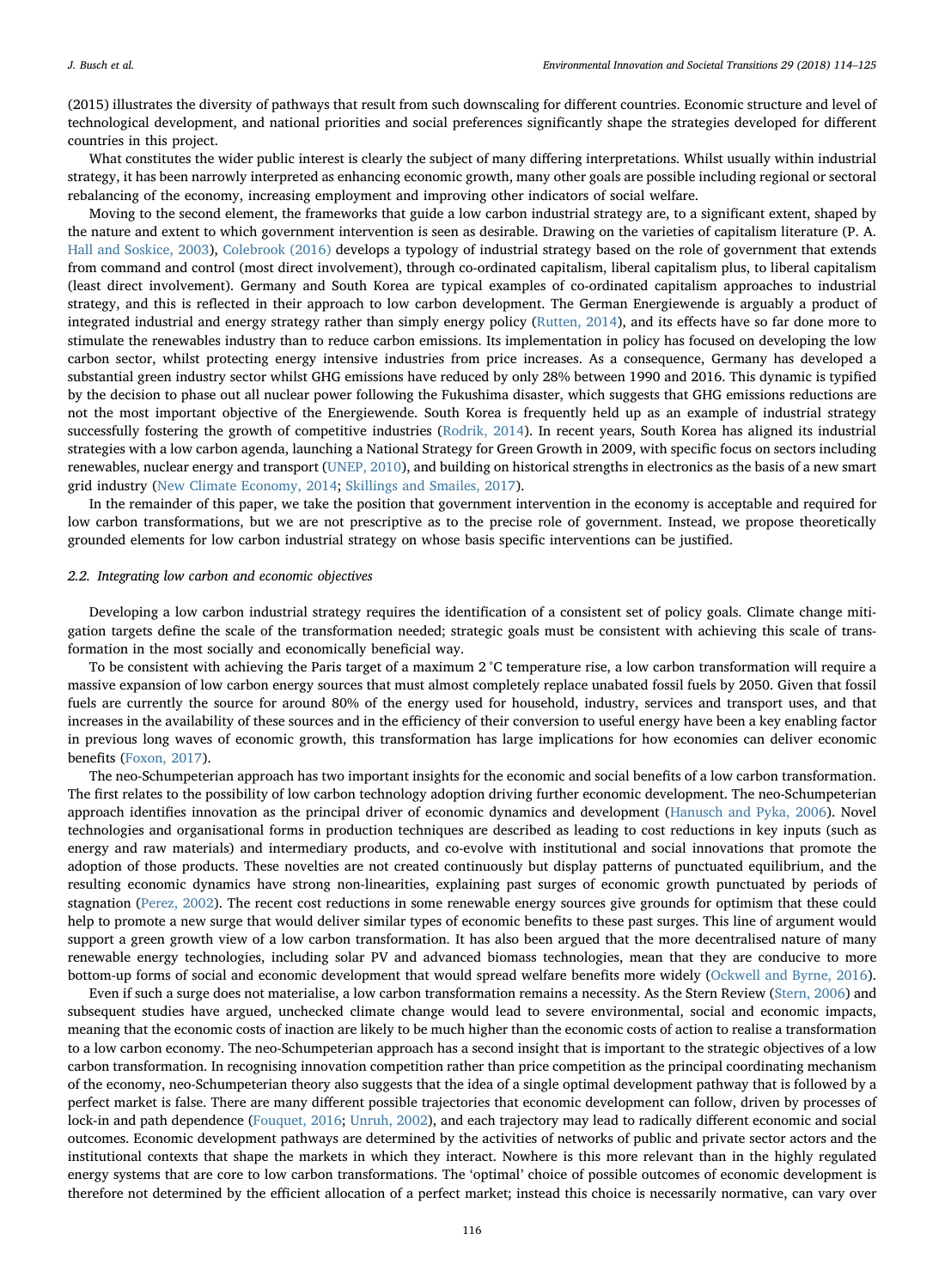(2015) illustrates the diversity of pathways that result from such downscaling for different countries. Economic structure and level of technological development, and national priorities and social preferences significantly shape the strategies developed for different countries in this project.

What constitutes the wider public interest is clearly the subject of many differing interpretations. Whilst usually within industrial strategy, it has been narrowly interpreted as enhancing economic growth, many other goals are possible including regional or sectoral rebalancing of the economy, increasing employment and improving other indicators of social welfare.

Moving to the second element, the frameworks that guide a low carbon industrial strategy are, to a significant extent, shaped by the nature and extent to which government intervention is seen as desirable. Drawing on the varieties of capitalism literature (P. A. Hall and Soskice, 2003), Colebrook (2016) develops a typology of industrial strategy based on the role of government that extends from command and control (most direct involvement), through co-ordinated capitalism, liberal capitalism plus, to liberal capitalism (least direct involvement). Germany and South Korea are typical examples of co-ordinated capitalism approaches to industrial strategy, and this is reflected in their approach to low carbon development. The German Energiewende is arguably a product of integrated industrial and energy strategy rather than simply energy policy (Rutten, 2014), and its effects have so far done more to stimulate the renewables industry than to reduce carbon emissions. Its implementation in policy has focused on developing the low carbon sector, whilst protecting energy intensive industries from price increases. As a consequence, Germany has developed a substantial green industry sector whilst GHG emissions have reduced by only 28% between 1990 and 2016. This dynamic is typified by the decision to phase out all nuclear power following the Fukushima disaster, which suggests that GHG emissions reductions are not the most important objective of the Energiewende. South Korea is frequently held up as an example of industrial strategy successfully fostering the growth of competitive industries (Rodrik, 2014). In recent years, South Korea has aligned its industrial strategies with a low carbon agenda, launching a National Strategy for Green Growth in 2009, with specific focus on sectors including renewables, nuclear energy and transport (UNEP, 2010), and building on historical strengths in electronics as the basis of a new smart grid industry (New Climate Economy, 2014; Skillings and Smailes, 2017).

In the remainder of this paper, we take the position that government intervention in the economy is acceptable and required for low carbon transformations, but we are not prescriptive as to the precise role of government. Instead, we propose theoretically grounded elements for low carbon industrial strategy on whose basis specific interventions can be justified.

### *2.2. Integrating low carbon and economic objectives*

Developing a low carbon industrial strategy requires the identification of a consistent set of policy goals. Climate change mitigation targets define the scale of the transformation needed; strategic goals must be consistent with achieving this scale of transformation in the most socially and economically beneficial way.

To be consistent with achieving the Paris target of a maximum 2 °C temperature rise, a low carbon transformation will require a massive expansion of low carbon energy sources that must almost completely replace unabated fossil fuels by 2050. Given that fossil fuels are currently the source for around 80% of the energy used for household, industry, services and transport uses, and that increases in the availability of these sources and in the efficiency of their conversion to useful energy have been a key enabling factor in previous long waves of economic growth, this transformation has large implications for how economies can deliver economic benefits (Foxon, 2017).

The neo-Schumpeterian approach has two important insights for the economic and social benefits of a low carbon transformation. The first relates to the possibility of low carbon technology adoption driving further economic development. The neo-Schumpeterian approach identifies innovation as the principal driver of economic dynamics and development (Hanusch and Pyka, 2006). Novel technologies and organisational forms in production techniques are described as leading to cost reductions in key inputs (such as energy and raw materials) and intermediary products, and co-evolve with institutional and social innovations that promote the adoption of those products. These novelties are not created continuously but display patterns of punctuated equilibrium, and the resulting economic dynamics have strong non-linearities, explaining past surges of economic growth punctuated by periods of stagnation (Perez, 2002). The recent cost reductions in some renewable energy sources give grounds for optimism that these could help to promote a new surge that would deliver similar types of economic benefits to these past surges. This line of argument would support a green growth view of a low carbon transformation. It has also been argued that the more decentralised nature of many renewable energy technologies, including solar PV and advanced biomass technologies, mean that they are conducive to more bottom-up forms of social and economic development that would spread welfare benefits more widely (Ockwell and Byrne, 2016).

Even if such a surge does not materialise, a low carbon transformation remains a necessity. As the Stern Review (Stern, 2006) and subsequent studies have argued, unchecked climate change would lead to severe environmental, social and economic impacts, meaning that the economic costs of inaction are likely to be much higher than the economic costs of action to realise a transformation to a low carbon economy. The neo-Schumpeterian approach has a second insight that is important to the strategic objectives of a low carbon transformation. In recognising innovation competition rather than price competition as the principal coordinating mechanism of the economy, neo-Schumpeterian theory also suggests that the idea of a single optimal development pathway that is followed by a perfect market is false. There are many different possible trajectories that economic development can follow, driven by processes of lock-in and path dependence (Fouquet, 2016; Unruh, 2002), and each trajectory may lead to radically different economic and social outcomes. Economic development pathways are determined by the activities of networks of public and private sector actors and the institutional contexts that shape the markets in which they interact. Nowhere is this more relevant than in the highly regulated energy systems that are core to low carbon transformations. The 'optimal' choice of possible outcomes of economic development is therefore not determined by the efficient allocation of a perfect market; instead this choice is necessarily normative, can vary over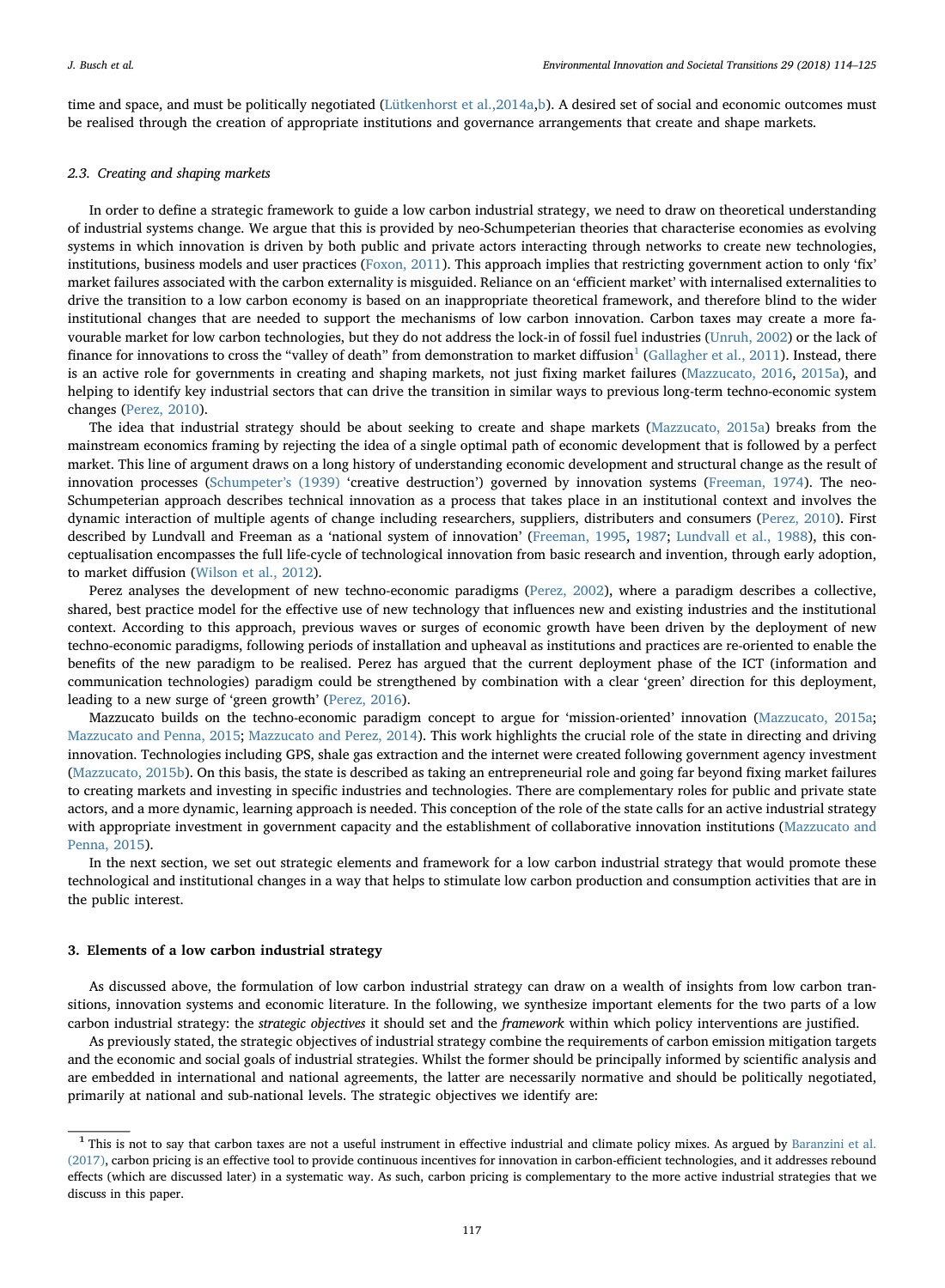time and space, and must be politically negotiated (Lütkenhorst et al.,2014a,b). A desired set of social and economic outcomes must be realised through the creation of appropriate institutions and governance arrangements that create and shape markets.

### 2.3. Creating and shaping markets

In order to define a strategic framework to guide a low carbon industrial strategy, we need to draw on theoretical understanding of industrial systems change. We argue that this is provided by neo-Schumpeterian theories that characterise economies as evolving systems in which innovation is driven by both public and private actors interacting through networks to create new technologies, institutions, business models and user practices (Foxon, 2011). This approach implies that restricting government action to only 'fix' market failures associated with the carbon externality is misguided. Reliance on an 'efficient market' with internalised externalities to drive the transition to a low carbon economy is based on an inappropriate theoretical framework, and therefore blind to the wider institutional changes that are needed to support the mechanisms of low carbon innovation. Carbon taxes may create a more favourable market for low carbon technologies, but they do not address the lock-in of fossil fuel industries (Unruh, 2002) or the lack of finance for innovations to cross the "valley of death" from demonstration to market diffusion[1] (Gallagher et al., 2011). Instead, there is an active role for governments in creating and shaping markets, not just fixing market failures (Mazzucato, 2016, 2015a), and helping to identify key industrial sectors that can drive the transition in similar ways to previous long-term techno-economic system changes (Perez, 2010).

The idea that industrial strategy should be about seeking to create and shape markets (Mazzucato, 2015a) breaks from the mainstream economics framing by rejecting the idea of a single optimal path of economic development that is followed by a perfect market. This line of argument draws on a long history of understanding economic development and structural change as the result of innovation processes (Schumpeter's (1939) 'creative destruction') governed by innovation systems (Freeman, 1974). The neo-Schumpeterian approach describes technical innovation as a process that takes place in an institutional context and involves the dynamic interaction of multiple agents of change including researchers, suppliers, distributers and consumers (Perez, 2010). First described by Lundvall and Freeman as a 'national system of innovation' (Freeman, 1995, 1987; Lundvall et al., 1988), this conceptualisation encompasses the full life-cycle of technological innovation from basic research and invention, through early adoption, to market diffusion (Wilson et al., 2012).

Perez analyses the development of new techno-economic paradigms (Perez, 2002), where a paradigm describes a collective, shared, best practice model for the effective use of new technology that influences new and existing industries and the institutional context. According to this approach, previous waves or surges of economic growth have been driven by the deployment of new techno-economic paradigms, following periods of installation and upheaval as institutions and practices are re-oriented to enable the benefits of the new paradigm to be realised. Perez has argued that the current deployment phase of the ICT (information and communication technologies) paradigm could be strengthened by combination with a clear 'green' direction for this deployment, leading to a new surge of 'green growth' (Perez, 2016).

Mazzucato builds on the techno-economic paradigm concept to argue for 'mission-oriented' innovation (Mazzucato, 2015a; Mazzucato and Penna, 2015; Mazzucato and Perez, 2014). This work highlights the crucial role of the state in directing and driving innovation. Technologies including GPS, shale gas extraction and the internet were created following government agency investment (Mazzucato, 2015b). On this basis, the state is described as taking an entrepreneurial role and going far beyond fixing market failures to creating markets and investing in specific industries and technologies. There are complementary roles for public and private state actors, and a more dynamic, learning approach is needed. This conception of the role of the state calls for an active industrial strategy with appropriate investment in government capacity and the establishment of collaborative innovation institutions (Mazzucato and Penna, 2015).

In the next section, we set out strategic elements and framework for a low carbon industrial strategy that would promote these technological and institutional changes in a way that helps to stimulate low carbon production and consumption activities that are in the public interest.

## 3. Elements of a low carbon industrial strategy

As discussed above, the formulation of low carbon industrial strategy can draw on a wealth of insights from low carbon transitions, innovation systems and economic literature. In the following, we synthesize important elements for the two parts of a low carbon industrial strategy: the *strategic objectives* it should set and the *framework* within which policy interventions are justified.

As previously stated, the strategic objectives of industrial strategy combine the requirements of carbon emission mitigation targets and the economic and social goals of industrial strategies. Whilst the former should be principally informed by scientific analysis and are embedded in international and national agreements, the latter are necessarily normative and should be politically negotiated, primarily at national and sub-national levels. The strategic objectives we identify are:

[1] This is not to say that carbon taxes are not a useful instrument in effective industrial and climate policy mixes. As argued by Baranzini et al. (2017), carbon pricing is an effective tool to provide continuous incentives for innovation in carbon-efficient technologies, and it addresses rebound effects (which are discussed later) in a systematic way. As such, carbon pricing is complementary to the more active industrial strategies that we discuss in this paper.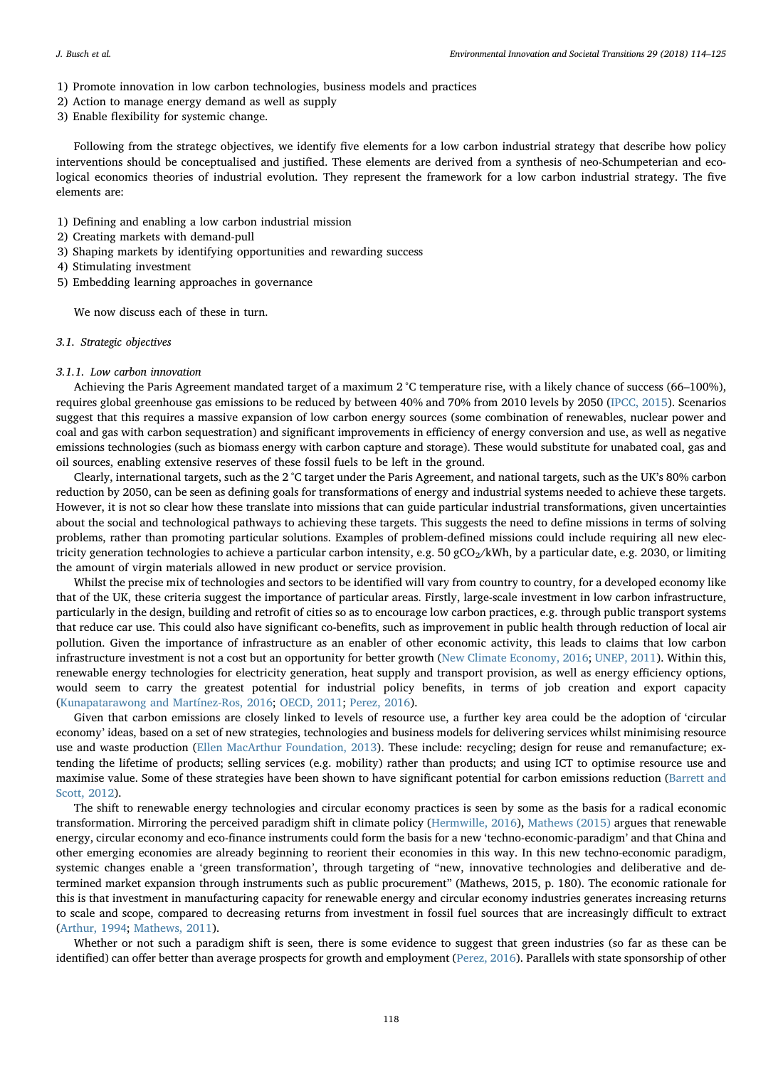1) Promote innovation in low carbon technologies, business models and practices
2) Action to manage energy demand as well as supply
3) Enable flexibility for systemic change.

Following from the strategc objectives, we identify five elements for a low carbon industrial strategy that describe how policy interventions should be conceptualised and justified. These elements are derived from a synthesis of neo-Schumpeterian and ecological economics theories of industrial evolution. They represent the framework for a low carbon industrial strategy. The five elements are:

1) Defining and enabling a low carbon industrial mission
2) Creating markets with demand-pull
3) Shaping markets by identifying opportunities and rewarding success
4) Stimulating investment
5) Embedding learning approaches in governance

We now discuss each of these in turn.

### 3.1. Strategic objectives

#### 3.1.1. Low carbon innovation

Achieving the Paris Agreement mandated target of a maximum 2 °C temperature rise, with a likely chance of success (66–100%), requires global greenhouse gas emissions to be reduced by between 40% and 70% from 2010 levels by 2050 (IPCC, 2015). Scenarios suggest that this requires a massive expansion of low carbon energy sources (some combination of renewables, nuclear power and coal and gas with carbon sequestration) and significant improvements in efficiency of energy conversion and use, as well as negative emissions technologies (such as biomass energy with carbon capture and storage). These would substitute for unabated coal, gas and oil sources, enabling extensive reserves of these fossil fuels to be left in the ground.

Clearly, international targets, such as the 2 °C target under the Paris Agreement, and national targets, such as the UK's 80% carbon reduction by 2050, can be seen as defining goals for transformations of energy and industrial systems needed to achieve these targets. However, it is not so clear how these translate into missions that can guide particular industrial transformations, given uncertainties about the social and technological pathways to achieving these targets. This suggests the need to define missions in terms of solving problems, rather than promoting particular solutions. Examples of problem-defined missions could include requiring all new electricity generation technologies to achieve a particular carbon intensity, e.g. 50 $gCO_2$/kWh, by a particular date, e.g. 2030, or limiting the amount of virgin materials allowed in new product or service provision.

Whilst the precise mix of technologies and sectors to be identified will vary from country to country, for a developed economy like that of the UK, these criteria suggest the importance of particular areas. Firstly, large-scale investment in low carbon infrastructure, particularly in the design, building and retrofit of cities so as to encourage low carbon practices, e.g. through public transport systems that reduce car use. This could also have significant co-benefits, such as improvement in public health through reduction of local air pollution. Given the importance of infrastructure as an enabler of other economic activity, this leads to claims that low carbon infrastructure investment is not a cost but an opportunity for better growth (New Climate Economy, 2016; UNEP, 2011). Within this, renewable energy technologies for electricity generation, heat supply and transport provision, as well as energy efficiency options, would seem to carry the greatest potential for industrial policy benefits, in terms of job creation and export capacity (Kunapatarawong and Martínez-Ros, 2016; OECD, 2011; Perez, 2016).

Given that carbon emissions are closely linked to levels of resource use, a further key area could be the adoption of 'circular economy' ideas, based on a set of new strategies, technologies and business models for delivering services whilst minimising resource use and waste production (Ellen MacArthur Foundation, 2013). These include: recycling; design for reuse and remanufacture; extending the lifetime of products; selling services (e.g. mobility) rather than products; and using ICT to optimise resource use and maximise value. Some of these strategies have been shown to have significant potential for carbon emissions reduction (Barrett and Scott, 2012).

The shift to renewable energy technologies and circular economy practices is seen by some as the basis for a radical economic transformation. Mirroring the perceived paradigm shift in climate policy (Hermwille, 2016), Mathews (2015) argues that renewable energy, circular economy and eco-finance instruments could form the basis for a new 'techno-economic-paradigm' and that China and other emerging economies are already beginning to reorient their economies in this way. In this new techno-economic paradigm, systemic changes enable a 'green transformation', through targeting of "new, innovative technologies and deliberative and determined market expansion through instruments such as public procurement" (Mathews, 2015, p. 180). The economic rationale for this is that investment in manufacturing capacity for renewable energy and circular economy industries generates increasing returns to scale and scope, compared to decreasing returns from investment in fossil fuel sources that are increasingly difficult to extract (Arthur, 1994; Mathews, 2011).

Whether or not such a paradigm shift is seen, there is some evidence to suggest that green industries (so far as these can be identified) can offer better than average prospects for growth and employment (Perez, 2016). Parallels with state sponsorship of other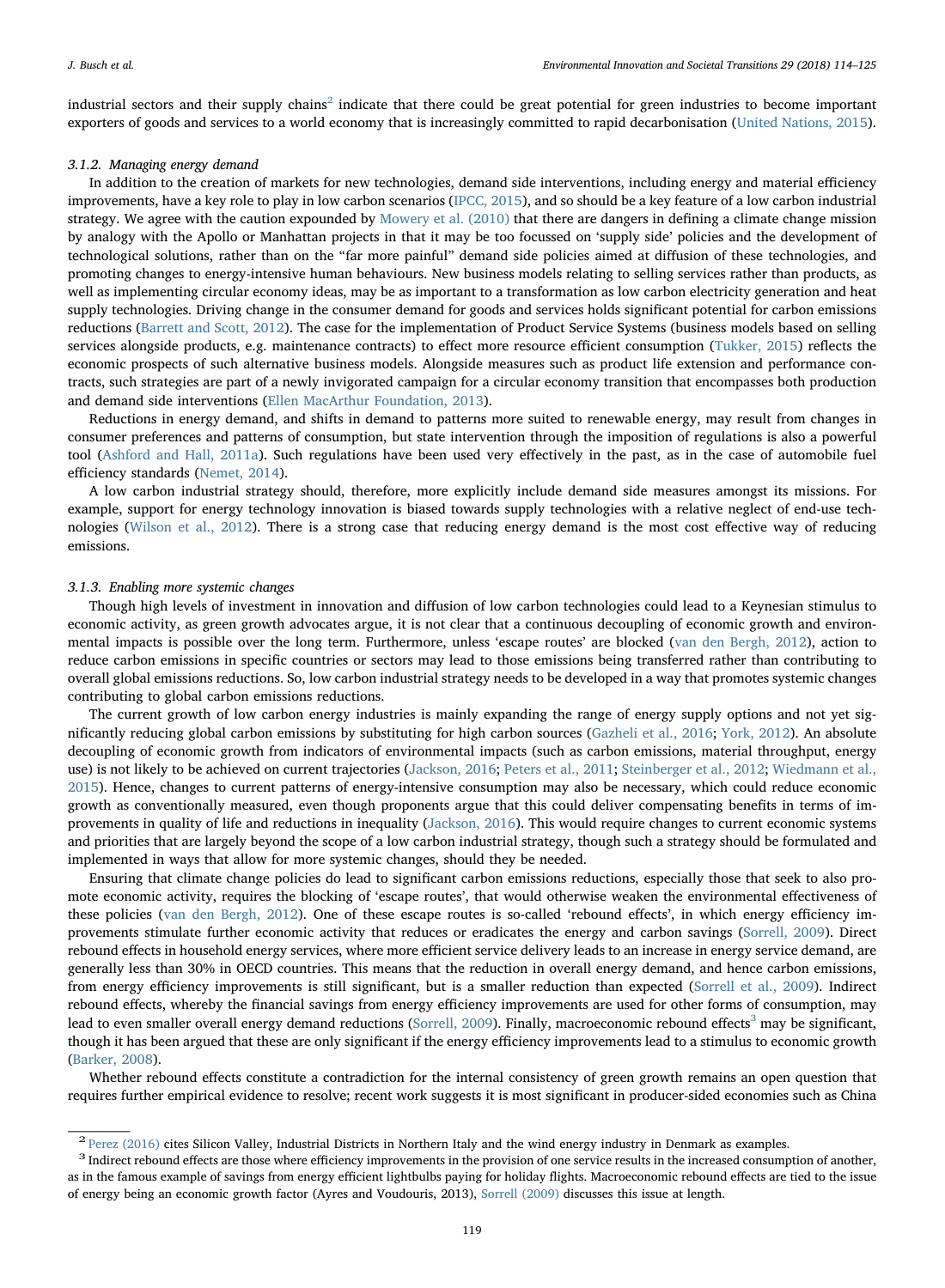industrial sectors and their supply chains[2] indicate that there could be great potential for green industries to become important exporters of goods and services to a world economy that is increasingly committed to rapid decarbonisation (United Nations, 2015).

#### 3.1.2. Managing energy demand

In addition to the creation of markets for new technologies, demand side interventions, including energy and material efficiency improvements, have a key role to play in low carbon scenarios (IPCC, 2015), and so should be a key feature of a low carbon industrial strategy. We agree with the caution expounded by Mowery et al. (2010) that there are dangers in defining a climate change mission by analogy with the Apollo or Manhattan projects in that it may be too focussed on 'supply side' policies and the development of technological solutions, rather than on the "far more painful" demand side policies aimed at diffusion of these technologies, and promoting changes to energy-intensive human behaviours. New business models relating to selling services rather than products, as well as implementing circular economy ideas, may be as important to a transformation as low carbon electricity generation and heat supply technologies. Driving change in the consumer demand for goods and services holds significant potential for carbon emissions reductions (Barrett and Scott, 2012). The case for the implementation of Product Service Systems (business models based on selling services alongside products, e.g. maintenance contracts) to effect more resource efficient consumption (Tukker, 2015) reflects the economic prospects of such alternative business models. Alongside measures such as product life extension and performance contracts, such strategies are part of a newly invigorated campaign for a circular economy transition that encompasses both production and demand side interventions (Ellen MacArthur Foundation, 2013).

Reductions in energy demand, and shifts in demand to patterns more suited to renewable energy, may result from changes in consumer preferences and patterns of consumption, but state intervention through the imposition of regulations is also a powerful tool (Ashford and Hall, 2011a). Such regulations have been used very effectively in the past, as in the case of automobile fuel efficiency standards (Nemet, 2014).

A low carbon industrial strategy should, therefore, more explicitly include demand side measures amongst its missions. For example, support for energy technology innovation is biased towards supply technologies with a relative neglect of end-use technologies (Wilson et al., 2012). There is a strong case that reducing energy demand is the most cost effective way of reducing emissions.

#### 3.1.3. Enabling more systemic changes

Though high levels of investment in innovation and diffusion of low carbon technologies could lead to a Keynesian stimulus to economic activity, as green growth advocates argue, it is not clear that a continuous decoupling of economic growth and environmental impacts is possible over the long term. Furthermore, unless 'escape routes' are blocked (van den Bergh, 2012), action to reduce carbon emissions in specific countries or sectors may lead to those emissions being transferred rather than contributing to overall global emissions reductions. So, low carbon industrial strategy needs to be developed in a way that promotes systemic changes contributing to global carbon emissions reductions.

The current growth of low carbon energy industries is mainly expanding the range of energy supply options and not yet significantly reducing global carbon emissions by substituting for high carbon sources (Gazheli et al., 2016; York, 2012). An absolute decoupling of economic growth from indicators of environmental impacts (such as carbon emissions, material throughput, energy use) is not likely to be achieved on current trajectories (Jackson, 2016; Peters et al., 2011; Steinberger et al., 2012; Wiedmann et al., 2015). Hence, changes to current patterns of energy-intensive consumption may also be necessary, which could reduce economic growth as conventionally measured, even though proponents argue that this could deliver compensating benefits in terms of improvements in quality of life and reductions in inequality (Jackson, 2016). This would require changes to current economic systems and priorities that are largely beyond the scope of a low carbon industrial strategy, though such a strategy should be formulated and implemented in ways that allow for more systemic changes, should they be needed.

Ensuring that climate change policies do lead to significant carbon emissions reductions, especially those that seek to also promote economic activity, requires the blocking of 'escape routes', that would otherwise weaken the environmental effectiveness of these policies (van den Bergh, 2012). One of these escape routes is so-called 'rebound effects', in which energy efficiency improvements stimulate further economic activity that reduces or eradicates the energy and carbon savings (Sorrell, 2009). Direct rebound effects in household energy services, where more efficient service delivery leads to an increase in energy service demand, are generally less than 30% in OECD countries. This means that the reduction in overall energy demand, and hence carbon emissions, from energy efficiency improvements is still significant, but is a smaller reduction than expected (Sorrell et al., 2009). Indirect rebound effects, whereby the financial savings from energy efficiency improvements are used for other forms of consumption, may lead to even smaller overall energy demand reductions (Sorrell, 2009). Finally, macroeconomic rebound effects[3] may be significant, though it has been argued that these are only significant if the energy efficiency improvements lead to a stimulus to economic growth (Barker, 2008).

Whether rebound effects constitute a contradiction for the internal consistency of green growth remains an open question that requires further empirical evidence to resolve; recent work suggests it is most significant in producer-sided economies such as China

---

[2] Perez (2016) cites Silicon Valley, Industrial Districts in Northern Italy and the wind energy industry in Denmark as examples.

[3] Indirect rebound effects are those where efficiency improvements in the provision of one service results in the increased consumption of another, as in the famous example of savings from energy efficient lightbulbs paying for holiday flights. Macroeconomic rebound effects are tied to the issue of energy being an economic growth factor (Ayres and Voudouris, 2013), Sorrell (2009) discusses this issue at length.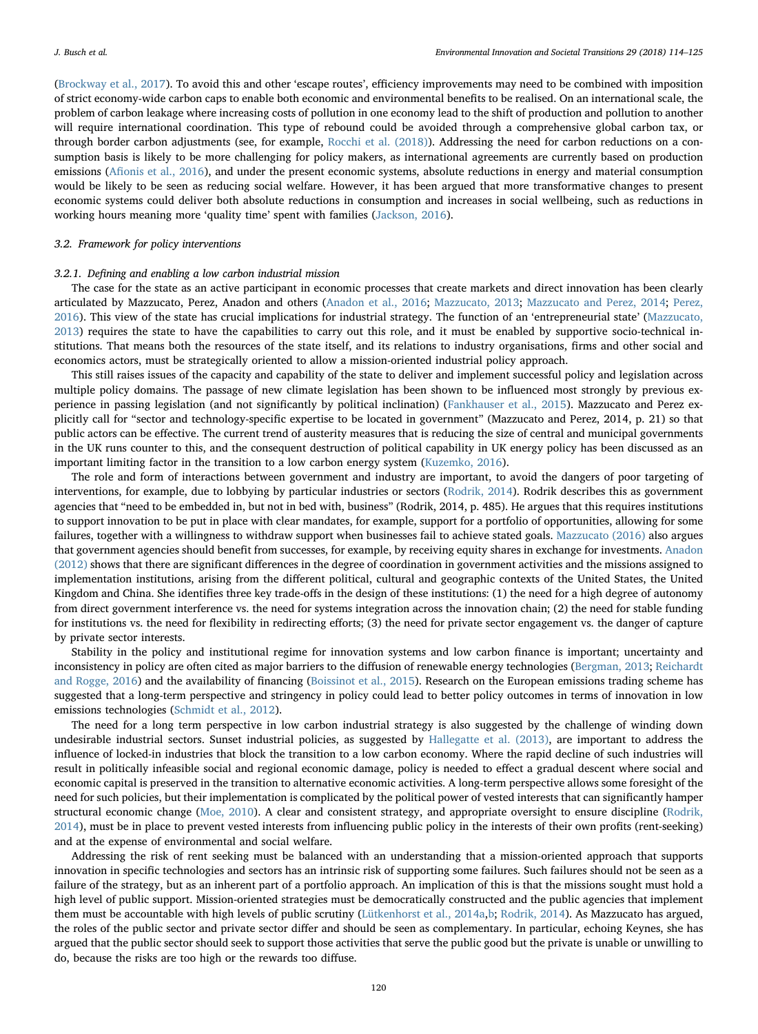(Brockway et al., 2017). To avoid this and other 'escape routes', efficiency improvements may need to be combined with imposition of strict economy-wide carbon caps to enable both economic and environmental benefits to be realised. On an international scale, the problem of carbon leakage where increasing costs of pollution in one economy lead to the shift of production and pollution to another will require international coordination. This type of rebound could be avoided through a comprehensive global carbon tax, or through border carbon adjustments (see, for example, Rocchi et al. (2018)). Addressing the need for carbon reductions on a consumption basis is likely to be more challenging for policy makers, as international agreements are currently based on production emissions (Afionis et al., 2016), and under the present economic systems, absolute reductions in energy and material consumption would be likely to be seen as reducing social welfare. However, it has been argued that more transformative changes to present economic systems could deliver both absolute reductions in consumption and increases in social wellbeing, such as reductions in working hours meaning more 'quality time' spent with families (Jackson, 2016).

### 3.2. Framework for policy interventions

#### 3.2.1. Defining and enabling a low carbon industrial mission

The case for the state as an active participant in economic processes that create markets and direct innovation has been clearly articulated by Mazzucato, Perez, Anadon and others (Anadon et al., 2016; Mazzucato, 2013; Mazzucato and Perez, 2014; Perez, 2016). This view of the state has crucial implications for industrial strategy. The function of an 'entrepreneurial state' (Mazzucato, 2013) requires the state to have the capabilities to carry out this role, and it must be enabled by supportive socio-technical institutions. That means both the resources of the state itself, and its relations to industry organisations, firms and other social and economics actors, must be strategically oriented to allow a mission-oriented industrial policy approach.

This still raises issues of the capacity and capability of the state to deliver and implement successful policy and legislation across multiple policy domains. The passage of new climate legislation has been shown to be influenced most strongly by previous experience in passing legislation (and not significantly by political inclination) (Fankhauser et al., 2015). Mazzucato and Perez explicitly call for "sector and technology-specific expertise to be located in government" (Mazzucato and Perez, 2014, p. 21) so that public actors can be effective. The current trend of austerity measures that is reducing the size of central and municipal governments in the UK runs counter to this, and the consequent destruction of political capability in UK energy policy has been discussed as an important limiting factor in the transition to a low carbon energy system (Kuzemko, 2016).

The role and form of interactions between government and industry are important, to avoid the dangers of poor targeting of interventions, for example, due to lobbying by particular industries or sectors (Rodrik, 2014). Rodrik describes this as government agencies that "need to be embedded in, but not in bed with, business" (Rodrik, 2014, p. 485). He argues that this requires institutions to support innovation to be put in place with clear mandates, for example, support for a portfolio of opportunities, allowing for some failures, together with a willingness to withdraw support when businesses fail to achieve stated goals. Mazzucato (2016) also argues that government agencies should benefit from successes, for example, by receiving equity shares in exchange for investments. Anadon (2012) shows that there are significant differences in the degree of coordination in government activities and the missions assigned to implementation institutions, arising from the different political, cultural and geographic contexts of the United States, the United Kingdom and China. She identifies three key trade-offs in the design of these institutions: (1) the need for a high degree of autonomy from direct government interference vs. the need for systems integration across the innovation chain; (2) the need for stable funding for institutions vs. the need for flexibility in redirecting efforts; (3) the need for private sector engagement vs. the danger of capture by private sector interests.

Stability in the policy and institutional regime for innovation systems and low carbon finance is important; uncertainty and inconsistency in policy are often cited as major barriers to the diffusion of renewable energy technologies (Bergman, 2013; Reichardt and Rogge, 2016) and the availability of financing (Boissinot et al., 2015). Research on the European emissions trading scheme has suggested that a long-term perspective and stringency in policy could lead to better policy outcomes in terms of innovation in low emissions technologies (Schmidt et al., 2012).

The need for a long term perspective in low carbon industrial strategy is also suggested by the challenge of winding down undesirable industrial sectors. Sunset industrial policies, as suggested by Hallegatte et al. (2013), are important to address the influence of locked-in industries that block the transition to a low carbon economy. Where the rapid decline of such industries will result in politically infeasible social and regional economic damage, policy is needed to effect a gradual descent where social and economic capital is preserved in the transition to alternative economic activities. A long-term perspective allows some foresight of the need for such policies, but their implementation is complicated by the political power of vested interests that can significantly hamper structural economic change (Moe, 2010). A clear and consistent strategy, and appropriate oversight to ensure discipline (Rodrik, 2014), must be in place to prevent vested interests from influencing public policy in the interests of their own profits (rent-seeking) and at the expense of environmental and social welfare.

Addressing the risk of rent seeking must be balanced with an understanding that a mission-oriented approach that supports innovation in specific technologies and sectors has an intrinsic risk of supporting some failures. Such failures should not be seen as a failure of the strategy, but as an inherent part of a portfolio approach. An implication of this is that the missions sought must hold a high level of public support. Mission-oriented strategies must be democratically constructed and the public agencies that implement them must be accountable with high levels of public scrutiny (Lütkenhorst et al., 2014a,b; Rodrik, 2014). As Mazzucato has argued, the roles of the public sector and private sector differ and should be seen as complementary. In particular, echoing Keynes, she has argued that the public sector should seek to support those activities that serve the public good but the private is unable or unwilling to do, because the risks are too high or the rewards too diffuse.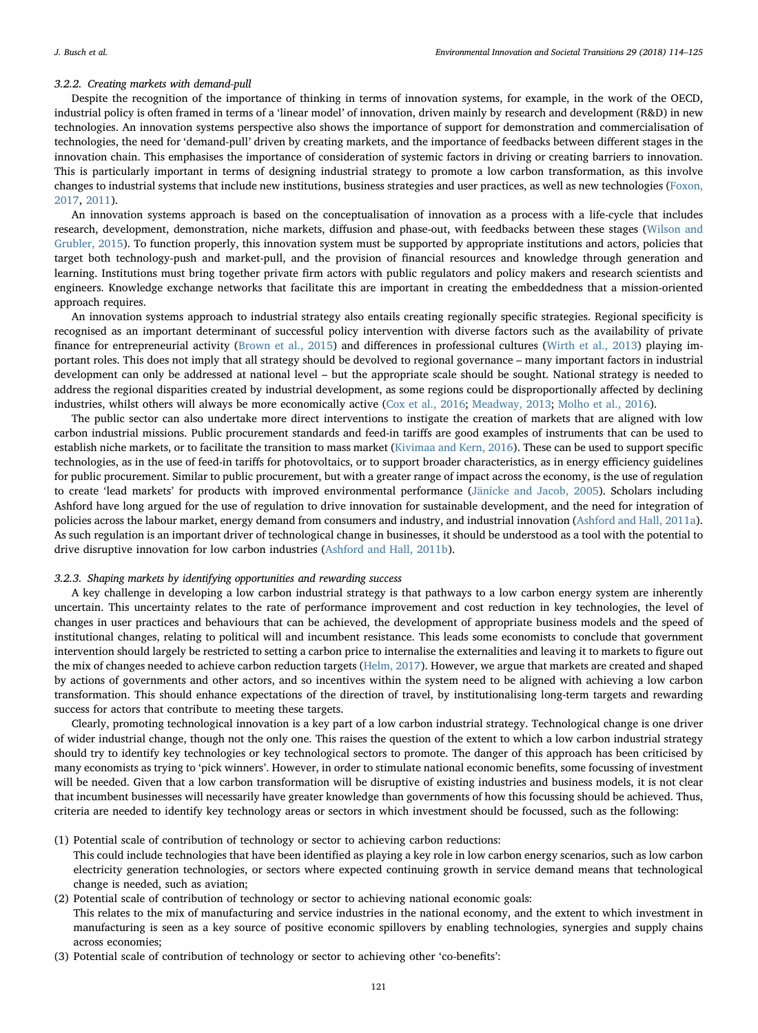### 3.2.2. Creating markets with demand-pull

Despite the recognition of the importance of thinking in terms of innovation systems, for example, in the work of the OECD, industrial policy is often framed in terms of a 'linear model' of innovation, driven mainly by research and development (R&D) in new technologies. An innovation systems perspective also shows the importance of support for demonstration and commercialisation of technologies, the need for 'demand-pull' driven by creating markets, and the importance of feedbacks between different stages in the innovation chain. This emphasises the importance of consideration of systemic factors in driving or creating barriers to innovation. This is particularly important in terms of designing industrial strategy to promote a low carbon transformation, as this involve changes to industrial systems that include new institutions, business strategies and user practices, as well as new technologies (Foxon, 2017, 2011).

An innovation systems approach is based on the conceptualisation of innovation as a process with a life-cycle that includes research, development, demonstration, niche markets, diffusion and phase-out, with feedbacks between these stages (Wilson and Grubler, 2015). To function properly, this innovation system must be supported by appropriate institutions and actors, policies that target both technology-push and market-pull, and the provision of financial resources and knowledge through generation and learning. Institutions must bring together private firm actors with public regulators and policy makers and research scientists and engineers. Knowledge exchange networks that facilitate this are important in creating the embeddedness that a mission-oriented approach requires.

An innovation systems approach to industrial strategy also entails creating regionally specific strategies. Regional specificity is recognised as an important determinant of successful policy intervention with diverse factors such as the availability of private finance for entrepreneurial activity (Brown et al., 2015) and differences in professional cultures (Wirth et al., 2013) playing important roles. This does not imply that all strategy should be devolved to regional governance – many important factors in industrial development can only be addressed at national level – but the appropriate scale should be sought. National strategy is needed to address the regional disparities created by industrial development, as some regions could be disproportionally affected by declining industries, whilst others will always be more economically active (Cox et al., 2016; Meadway, 2013; Molho et al., 2016).

The public sector can also undertake more direct interventions to instigate the creation of markets that are aligned with low carbon industrial missions. Public procurement standards and feed-in tariffs are good examples of instruments that can be used to establish niche markets, or to facilitate the transition to mass market (Kivimaa and Kern, 2016). These can be used to support specific technologies, as in the use of feed-in tariffs for photovoltaics, or to support broader characteristics, as in energy efficiency guidelines for public procurement. Similar to public procurement, but with a greater range of impact across the economy, is the use of regulation to create 'lead markets' for products with improved environmental performance (Jänicke and Jacob, 2005). Scholars including Ashford have long argued for the use of regulation to drive innovation for sustainable development, and the need for integration of policies across the labour market, energy demand from consumers and industry, and industrial innovation (Ashford and Hall, 2011a). As such regulation is an important driver of technological change in businesses, it should be understood as a tool with the potential to drive disruptive innovation for low carbon industries (Ashford and Hall, 2011b).

### 3.2.3. Shaping markets by identifying opportunities and rewarding success

A key challenge in developing a low carbon industrial strategy is that pathways to a low carbon energy system are inherently uncertain. This uncertainty relates to the rate of performance improvement and cost reduction in key technologies, the level of changes in user practices and behaviours that can be achieved, the development of appropriate business models and the speed of institutional changes, relating to political will and incumbent resistance. This leads some economists to conclude that government intervention should largely be restricted to setting a carbon price to internalise the externalities and leaving it to markets to figure out the mix of changes needed to achieve carbon reduction targets (Helm, 2017). However, we argue that markets are created and shaped by actions of governments and other actors, and so incentives within the system need to be aligned with achieving a low carbon transformation. This should enhance expectations of the direction of travel, by institutionalising long-term targets and rewarding success for actors that contribute to meeting these targets.

Clearly, promoting technological innovation is a key part of a low carbon industrial strategy. Technological change is one driver of wider industrial change, though not the only one. This raises the question of the extent to which a low carbon industrial strategy should try to identify key technologies or key technological sectors to promote. The danger of this approach has been criticised by many economists as trying to 'pick winners'. However, in order to stimulate national economic benefits, some focussing of investment will be needed. Given that a low carbon transformation will be disruptive of existing industries and business models, it is not clear that incumbent businesses will necessarily have greater knowledge than governments of how this focussing should be achieved. Thus, criteria are needed to identify key technology areas or sectors in which investment should be focussed, such as the following:

(1) Potential scale of contribution of technology or sector to achieving carbon reductions:
This could include technologies that have been identified as playing a key role in low carbon energy scenarios, such as low carbon electricity generation technologies, or sectors where expected continuing growth in service demand means that technological change is needed, such as aviation;

(2) Potential scale of contribution of technology or sector to achieving national economic goals:
This relates to the mix of manufacturing and service industries in the national economy, and the extent to which investment in manufacturing is seen as a key source of positive economic spillovers by enabling technologies, synergies and supply chains across economies;

(3) Potential scale of contribution of technology or sector to achieving other 'co-benefits':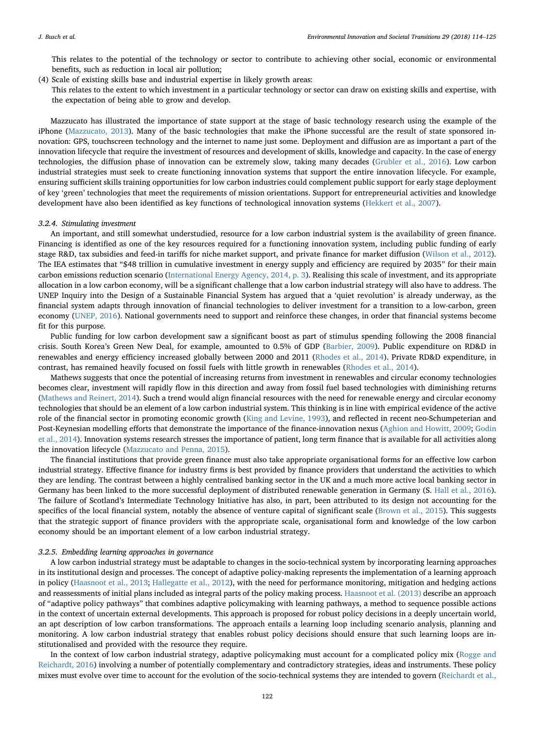This relates to the potential of the technology or sector to contribute to achieving other social, economic or environmental benefits, such as reduction in local air pollution;

(4) Scale of existing skills base and industrial expertise in likely growth areas:
This relates to the extent to which investment in a particular technology or sector can draw on existing skills and expertise, with the expectation of being able to grow and develop.

Mazzucato has illustrated the importance of state support at the stage of basic technology research using the example of the iPhone (Mazzucato, 2013). Many of the basic technologies that make the iPhone successful are the result of state sponsored innovation: GPS, touchscreen technology and the internet to name just some. Deployment and diffusion are as important a part of the innovation lifecycle that require the investment of resources and development of skills, knowledge and capacity. In the case of energy technologies, the diffusion phase of innovation can be extremely slow, taking many decades (Grubler et al., 2016). Low carbon industrial strategies must seek to create functioning innovation systems that support the entire innovation lifecycle. For example, ensuring sufficient skills training opportunities for low carbon industries could complement public support for early stage deployment of key 'green' technologies that meet the requirements of mission orientations. Support for entrepreneurial activities and knowledge development have also been identified as key functions of technological innovation systems (Hekkert et al., 2007).

#### 3.2.4. Stimulating investment

An important, and still somewhat understudied, resource for a low carbon industrial system is the availability of green finance. Financing is identified as one of the key resources required for a functioning innovation system, including public funding of early stage R&D, tax subsidies and feed-in tariffs for niche market support, and private finance for market diffusion (Wilson et al., 2012). The IEA estimates that "$48 trillion in cumulative investment in energy supply and efficiency are required by 2035" for their main carbon emissions reduction scenario (International Energy Agency, 2014, p. 3). Realising this scale of investment, and its appropriate allocation in a low carbon economy, will be a significant challenge that a low carbon industrial strategy will also have to address. The UNEP Inquiry into the Design of a Sustainable Financial System has argued that a 'quiet revolution' is already underway, as the financial system adapts through innovation of financial technologies to deliver investment for a transition to a low-carbon, green economy (UNEP, 2016). National governments need to support and reinforce these changes, in order that financial systems become fit for this purpose.

Public funding for low carbon development saw a significant boost as part of stimulus spending following the 2008 financial crisis. South Korea's Green New Deal, for example, amounted to 0.5% of GDP (Barbier, 2009). Public expenditure on RD&D in renewables and energy efficiency increased globally between 2000 and 2011 (Rhodes et al., 2014). Private RD&D expenditure, in contrast, has remained heavily focused on fossil fuels with little growth in renewables (Rhodes et al., 2014).

Mathews suggests that once the potential of increasing returns from investment in renewables and circular economy technologies becomes clear, investment will rapidly flow in this direction and away from fossil fuel based technologies with diminishing returns (Mathews and Reinert, 2014). Such a trend would align financial resources with the need for renewable energy and circular economy technologies that should be an element of a low carbon industrial system. This thinking is in line with empirical evidence of the active role of the financial sector in promoting economic growth (King and Levine, 1993), and reflected in recent neo-Schumpeterian and Post-Keynesian modelling efforts that demonstrate the importance of the finance-innovation nexus (Aghion and Howitt, 2009; Godin et al., 2014). Innovation systems research stresses the importance of patient, long term finance that is available for all activities along the innovation lifecycle (Mazzucato and Penna, 2015).

The financial institutions that provide green finance must also take appropriate organisational forms for an effective low carbon industrial strategy. Effective finance for industry firms is best provided by finance providers that understand the activities to which they are lending. The contrast between a highly centralised banking sector in the UK and a much more active local banking sector in Germany has been linked to the more successful deployment of distributed renewable generation in Germany (S. Hall et al., 2016). The failure of Scotland's Intermediate Technology Initiative has also, in part, been attributed to its design not accounting for the specifics of the local financial system, notably the absence of venture capital of significant scale (Brown et al., 2015). This suggests that the strategic support of finance providers with the appropriate scale, organisational form and knowledge of the low carbon economy should be an important element of a low carbon industrial strategy.

#### 3.2.5. Embedding learning approaches in governance

A low carbon industrial strategy must be adaptable to changes in the socio-technical system by incorporating learning approaches in its institutional design and processes. The concept of adaptive policy-making represents the implementation of a learning approach in policy (Haasnoot et al., 2013; Hallegatte et al., 2012), with the need for performance monitoring, mitigation and hedging actions and reassessments of initial plans included as integral parts of the policy making process. Haasnoot et al. (2013) describe an approach of "adaptive policy pathways" that combines adaptive policymaking with learning pathways, a method to sequence possible actions in the context of uncertain external developments. This approach is proposed for robust policy decisions in a deeply uncertain world, an apt description of low carbon transformations. The approach entails a learning loop including scenario analysis, planning and monitoring. A low carbon industrial strategy that enables robust policy decisions should ensure that such learning loops are institutionalised and provided with the resource they require.

In the context of low carbon industrial strategy, adaptive policymaking must account for a complicated policy mix (Rogge and Reichardt, 2016) involving a number of potentially complementary and contradictory strategies, ideas and instruments. These policy mixes must evolve over time to account for the evolution of the socio-technical systems they are intended to govern (Reichardt et al.,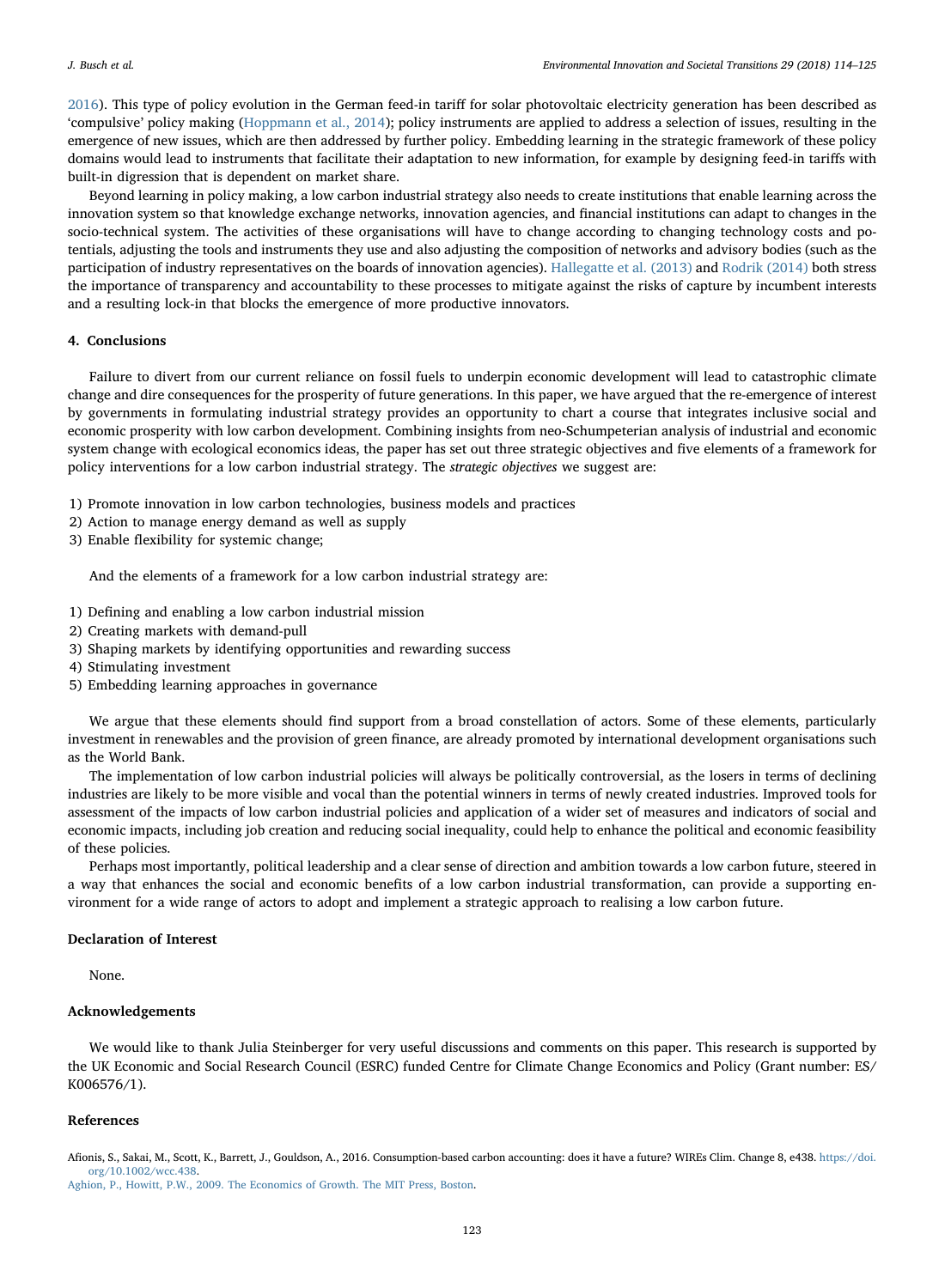2016). This type of policy evolution in the German feed-in tariff for solar photovoltaic electricity generation has been described as 'compulsive' policy making (Hoppmann et al., 2014); policy instruments are applied to address a selection of issues, resulting in the emergence of new issues, which are then addressed by further policy. Embedding learning in the strategic framework of these policy domains would lead to instruments that facilitate their adaptation to new information, for example by designing feed-in tariffs with built-in digression that is dependent on market share.

Beyond learning in policy making, a low carbon industrial strategy also needs to create institutions that enable learning across the innovation system so that knowledge exchange networks, innovation agencies, and financial institutions can adapt to changes in the socio-technical system. The activities of these organisations will have to change according to changing technology costs and potentials, adjusting the tools and instruments they use and also adjusting the composition of networks and advisory bodies (such as the participation of industry representatives on the boards of innovation agencies). Hallegatte et al. (2013) and Rodrik (2014) both stress the importance of transparency and accountability to these processes to mitigate against the risks of capture by incumbent interests and a resulting lock-in that blocks the emergence of more productive innovators.

## 4. Conclusions

Failure to divert from our current reliance on fossil fuels to underpin economic development will lead to catastrophic climate change and dire consequences for the prosperity of future generations. In this paper, we have argued that the re-emergence of interest by governments in formulating industrial strategy provides an opportunity to chart a course that integrates inclusive social and economic prosperity with low carbon development. Combining insights from neo-Schumpeterian analysis of industrial and economic system change with ecological economics ideas, the paper has set out three strategic objectives and five elements of a framework for policy interventions for a low carbon industrial strategy. The *strategic objectives* we suggest are:

1) Promote innovation in low carbon technologies, business models and practices
2) Action to manage energy demand as well as supply
3) Enable flexibility for systemic change;

And the elements of a framework for a low carbon industrial strategy are:

1) Defining and enabling a low carbon industrial mission
2) Creating markets with demand-pull
3) Shaping markets by identifying opportunities and rewarding success
4) Stimulating investment
5) Embedding learning approaches in governance

We argue that these elements should find support from a broad constellation of actors. Some of these elements, particularly investment in renewables and the provision of green finance, are already promoted by international development organisations such as the World Bank.

The implementation of low carbon industrial policies will always be politically controversial, as the losers in terms of declining industries are likely to be more visible and vocal than the potential winners in terms of newly created industries. Improved tools for assessment of the impacts of low carbon industrial policies and application of a wider set of measures and indicators of social and economic impacts, including job creation and reducing social inequality, could help to enhance the political and economic feasibility of these policies.

Perhaps most importantly, political leadership and a clear sense of direction and ambition towards a low carbon future, steered in a way that enhances the social and economic benefits of a low carbon industrial transformation, can provide a supporting environment for a wide range of actors to adopt and implement a strategic approach to realising a low carbon future.

### Declaration of Interest

None.

### Acknowledgements

We would like to thank Julia Steinberger for very useful discussions and comments on this paper. This research is supported by the UK Economic and Social Research Council (ESRC) funded Centre for Climate Change Economics and Policy (Grant number: ES/K006576/1).

### References

Afionis, S., Sakai, M., Scott, K., Barrett, J., Gouldson, A., 2016. Consumption-based carbon accounting: does it have a future? WIREs Clim. Change 8, e438. https://doi.org/10.1002/wcc.438.

Aghion, P., Howitt, P.W., 2009. The Economics of Growth. The MIT Press, Boston.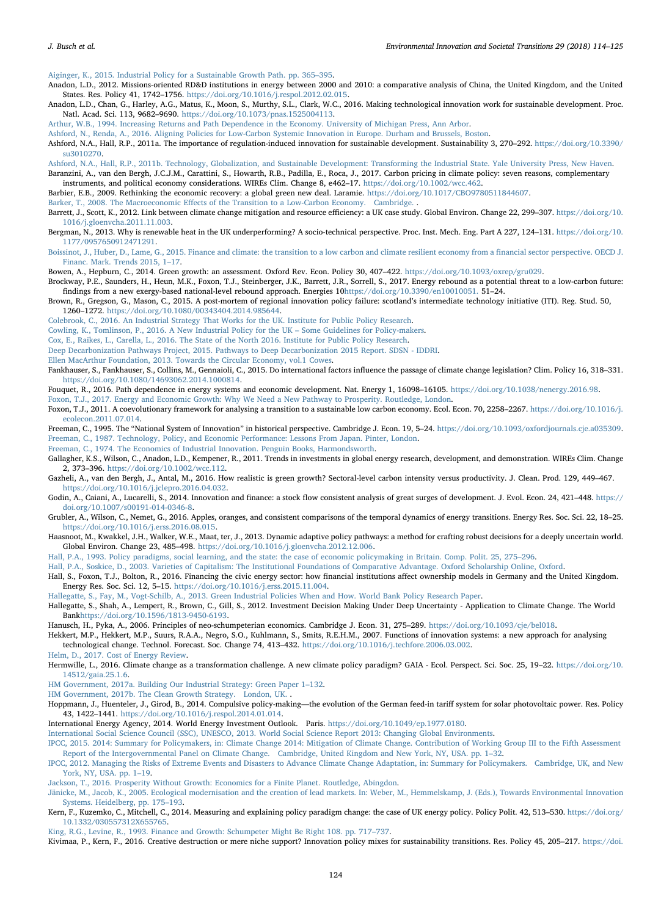Aiginger, K., 2015. Industrial Policy for a Sustainable Growth Path. pp. 365–395.

Anadon, L.D., 2012. Missions-oriented RD&D institutions in energy between 2000 and 2010: a comparative analysis of China, the United Kingdom, and the United States. Res. Policy 41, 1742–1756. https://doi.org/10.1016/j.respol.2012.02.015.

Anadon, L.D., Chan, G., Harley, A.G., Matus, K., Moon, S., Murthy, S.L., Clark, W.C., 2016. Making technological innovation work for sustainable development. Proc. Natl. Acad. Sci. 113, 9682–9690. https://doi.org/10.1073/pnas.1525004113.

Arthur, W.B., 1994. Increasing Returns and Path Dependence in the Economy. University of Michigan Press, Ann Arbor.

Ashford, N., Renda, A., 2016. Aligning Policies for Low-Carbon Systemic Innovation in Europe. Durham and Brussels, Boston.

Ashford, N.A., Hall, R.P., 2011a. The importance of regulation-induced innovation for sustainable development. Sustainability 3, 270–292. https://doi.org/10.3390/su3010270.

Ashford, N.A., Hall, R.P., 2011b. Technology, Globalization, and Sustainable Development: Transforming the Industrial State. Yale University Press, New Haven.

Baranzini, A., van den Bergh, J.C.J.M., Carattini, S., Howarth, R.B., Padilla, E., Roca, J., 2017. Carbon pricing in climate policy: seven reasons, complementary instruments, and political economy considerations. WIREs Clim. Change 8, e462–17. https://doi.org/10.1002/wcc.462.

Barbier, E.B., 2009. Rethinking the economic recovery: a global green new deal. Laramie. https://doi.org/10.1017/CBO9780511844607.

Barker, T., 2008. The Macroeconomic Effects of the Transition to a Low-Carbon Economy. Cambridge. .

Barrett, J., Scott, K., 2012. Link between climate change mitigation and resource efficiency: a UK case study. Global Environ. Change 22, 299–307. https://doi.org/10.1016/j.gloenvcha.2011.11.003.

Bergman, N., 2013. Why is renewable heat in the UK underperforming? A socio-technical perspective. Proc. Inst. Mech. Eng. Part A 227, 124–131. https://doi.org/10.1177/0957650912471291.

Boissinot, J., Huber, D., Lame, G., 2015. Finance and climate: the transition to a low carbon and climate resilient economy from a financial sector perspective. OECD J. Financ. Mark. Trends 2015, 1–17.

Bowen, A., Hepburn, C., 2014. Green growth: an assessment. Oxford Rev. Econ. Policy 30, 407–422. https://doi.org/10.1093/oxrep/gru029.

Brockway, P.E., Saunders, H., Heun, M.K., Foxon, T.J., Steinberger, J.K., Barrett, J.R., Sorrell, S., 2017. Energy rebound as a potential threat to a low-carbon future: findings from a new exergy-based national-level rebound approach. Energies 10https://doi.org/10.3390/en10010051. 51–24.

Brown, R., Gregson, G., Mason, C., 2015. A post-mortem of regional innovation policy failure: scotland's intermediate technology initiative (ITI). Reg. Stud. 50, 1260–1272. https://doi.org/10.1080/00343404.2014.985644.

Colebrook, C., 2016. An Industrial Strategy That Works for the UK. Institute for Public Policy Research.

Cowling, K., Tomlinson, P., 2016. A New Industrial Policy for the UK – Some Guidelines for Policy-makers.

Cox, E., Raikes, L., Carella, L., 2016. The State of the North 2016. Institute for Public Policy Research.

Deep Decarbonization Pathways Project, 2015. Pathways to Deep Decarbonization 2015 Report. SDSN - IDDRI.

Ellen MacArthur Foundation, 2013. Towards the Circular Economy, vol.1 Cowes.

Fankhauser, S., Fankhauser, S., Collins, M., Gennaioli, C., 2015. Do international factors influence the passage of climate change legislation? Clim. Policy 16, 318–331. https://doi.org/10.1080/14693062.2014.1000814.

Fouquet, R., 2016. Path dependence in energy systems and economic development. Nat. Energy 1, 16098–16105. https://doi.org/10.1038/nenergy.2016.98.

Foxon, T.J., 2017. Energy and Economic Growth: Why We Need a New Pathway to Prosperity. Routledge, London.

Foxon, T.J., 2011. A coevolutionary framework for analysing a transition to a sustainable low carbon economy. Ecol. Econ. 70, 2258–2267. https://doi.org/10.1016/j.ecolecon.2011.07.014.

Freeman, C., 1995. The "National System of Innovation" in historical perspective. Cambridge J. Econ. 19, 5–24. https://doi.org/10.1093/oxfordjournals.cje.a035309.

Freeman, C., 1987. Technology, Policy, and Economic Performance: Lessons From Japan. Pinter, London.

Freeman, C., 1974. The Economics of Industrial Innovation. Penguin Books, Harmondsworth.

Gallagher, K.S., Wilson, C., Anadon, L.D., Kempener, R., 2011. Trends in investments in global energy research, development, and demonstration. WIREs Clim. Change 2, 373–396. https://doi.org/10.1002/wcc.112.

Gazheli, A., van den Bergh, J., Antal, M., 2016. How realistic is green growth? Sectoral-level carbon intensity versus productivity. J. Clean. Prod. 129, 449–467. https://doi.org/10.1016/j.jclepro.2016.04.032.

Godin, A., Caiani, A., Lucarelli, S., 2014. Innovation and finance: a stock flow consistent analysis of great surges of development. J. Evol. Econ. 24, 421–448. https://doi.org/10.1007/s00191-014-0346-8.

Grubler, A., Wilson, C., Nemet, G., 2016. Apples, oranges, and consistent comparisons of the temporal dynamics of energy transitions. Energy Res. Soc. Sci. 22, 18–25. https://doi.org/10.1016/j.erss.2016.08.015.

Haasnoot, M., Kwakkel, J.H., Walker, W.E., Maat, ter, J., 2013. Dynamic adaptive policy pathways: a method for crafting robust decisions for a deeply uncertain world. Global Environ. Change 23, 485–498. https://doi.org/10.1016/j.gloenvcha.2012.12.006.

Hall, P.A., 1993. Policy paradigms, social learning, and the state: the case of economic policymaking in Britain. Comp. Polit. 25, 275–296.

Hall, P.A., Soskice, D., 2003. Varieties of Capitalism: The Institutional Foundations of Comparative Advantage. Oxford Scholarship Online, Oxford.

Hall, S., Foxon, T.J., Bolton, R., 2016. Financing the civic energy sector: how financial institutions affect ownership models in Germany and the United Kingdom. Energy Res. Soc. Sci. 12, 5–15. https://doi.org/10.1016/j.erss.2015.11.004.

Hallegatte, S., Fay, M., Vogt-Schilb, A., 2013. Green Industrial Policies When and How. World Bank Policy Research Paper.

Hallegatte, S., Shah, A., Lempert, R., Brown, C., Gill, S., 2012. Investment Decision Making Under Deep Uncertainty - Application to Climate Change. The World Bankhttps://doi.org/10.1596/1813-9450-6193.

Hanusch, H., Pyka, A., 2006. Principles of neo-schumpeterian economics. Cambridge J. Econ. 31, 275–289. https://doi.org/10.1093/cje/bel018.

Hekkert, M.P., Hekkert, M.P., Suurs, R.A.A., Negro, S.O., Kuhlmann, S., Smits, R.E.H.M., 2007. Functions of innovation systems: a new approach for analysing technological change. Technol. Forecast. Soc. Change 74, 413–432. https://doi.org/10.1016/j.techfore.2006.03.002.

Helm, D., 2017. Cost of Energy Review.

Hermwille, L., 2016. Climate change as a transformation challenge. A new climate policy paradigm? GAIA - Ecol. Perspect. Sci. Soc. 25, 19–22. https://doi.org/10.14512/gaia.25.1.6.

HM Government, 2017a. Building Our Industrial Strategy: Green Paper 1–132.

HM Government, 2017b. The Clean Growth Strategy. London, UK. .

Hoppmann, J., Huenteler, J., Girod, B., 2014. Compulsive policy-making—the evolution of the German feed-in tariff system for solar photovoltaic power. Res. Policy 43, 1422–1441. https://doi.org/10.1016/j.respol.2014.01.014.

International Energy Agency, 2014. World Energy Investment Outlook. Paris. https://doi.org/10.1049/ep.1977.0180.

International Social Science Council (SSC), UNESCO, 2013. World Social Science Report 2013: Changing Global Environments.

IPCC, 2015. 2014: Summary for Policymakers, in: Climate Change 2014: Mitigation of Climate Change. Contribution of Working Group III to the Fifth Assessment Report of the Intergovernmental Panel on Climate Change. Cambridge, United Kingdom and New York, NY, USA. pp. 1–32.

IPCC, 2012. Managing the Risks of Extreme Events and Disasters to Advance Climate Change Adaptation, in: Summary for Policymakers. Cambridge, UK, and New York, NY, USA. pp. 1–19.

Jackson, T., 2016. Prosperity Without Growth: Economics for a Finite Planet. Routledge, Abingdon.

Jänicke, M., Jacob, K., 2005. Ecological modernisation and the creation of lead markets. In: Weber, M., Hemmelskamp, J. (Eds.), Towards Environmental Innovation Systems. Heidelberg, pp. 175–193.

Kern, F., Kuzemko, C., Mitchell, C., 2014. Measuring and explaining policy paradigm change: the case of UK energy policy. Policy Polit. 42, 513–530. https://doi.org/10.1332/030557312X655765.

King, R.G., Levine, R., 1993. Finance and Growth: Schumpeter Might Be Right 108. pp. 717–737.

Kivimaa, P., Kern, F., 2016. Creative destruction or mere niche support? Innovation policy mixes for sustainability transitions. Res. Policy 45, 205–217. https://doi.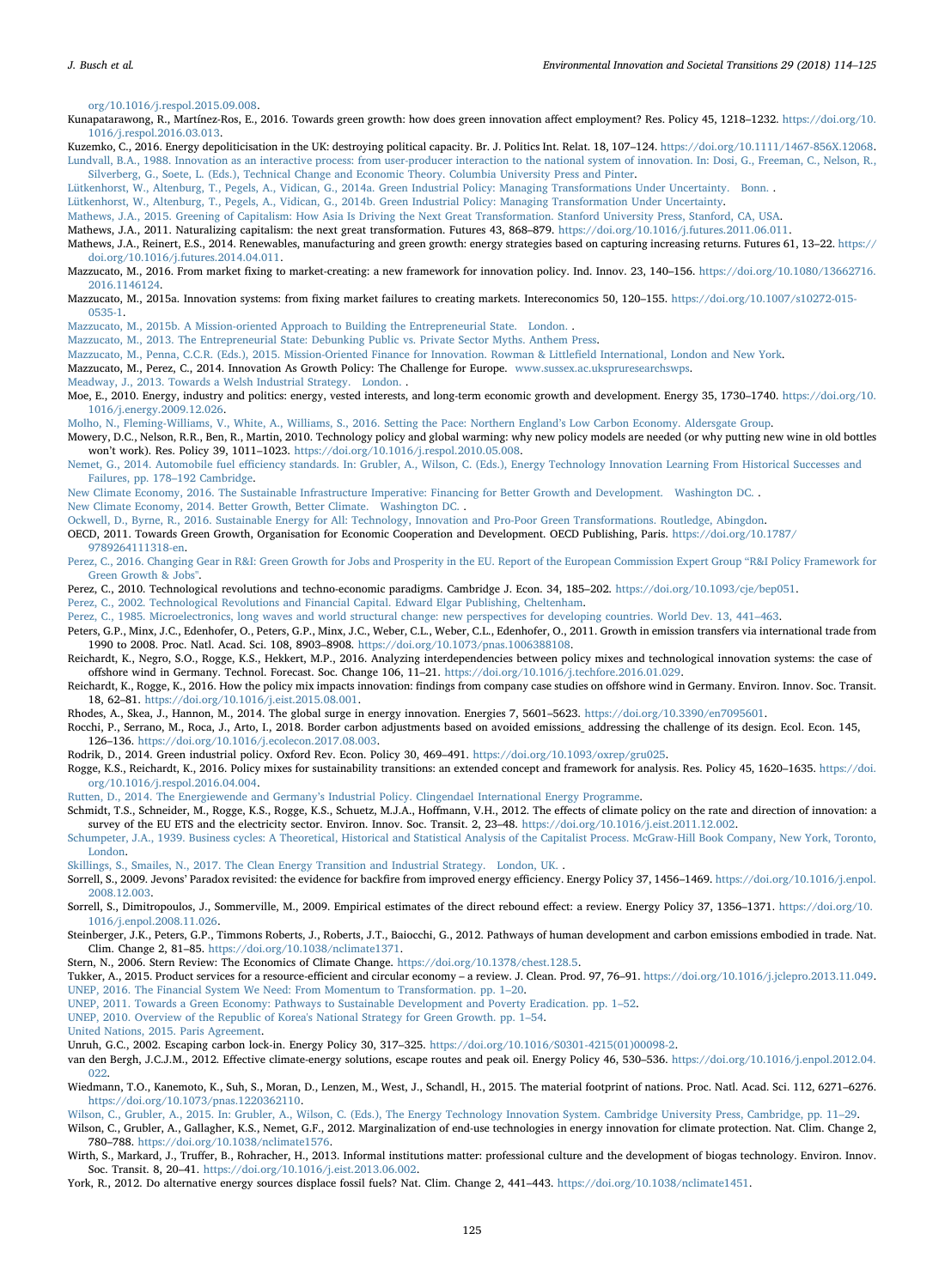org/10.1016/j.respol.2015.09.008.

Kunapatarawong, R., Martínez-Ros, E., 2016. Towards green growth: how does green innovation affect employment? Res. Policy 45, 1218–1232. https://doi.org/10.1016/j.respol.2016.03.013.

Kuzemko, C., 2016. Energy depoliticisation in the UK: destroying political capacity. Br. J. Politics Int. Relat. 18, 107–124. https://doi.org/10.1111/1467-856X.12068.

Lundvall, B.A., 1988. Innovation as an interactive process: from user-producer interaction to the national system of innovation. In: Dosi, G., Freeman, C., Nelson, R., Silverberg, G., Soete, L. (Eds.), Technical Change and Economic Theory. Columbia University Press and Pinter.

Lütkenhorst, W., Altenburg, T., Pegels, A., Vidican, G., 2014a. Green Industrial Policy: Managing Transformations Under Uncertainty. Bonn. .

Lütkenhorst, W., Altenburg, T., Pegels, A., Vidican, G., 2014b. Green Industrial Policy: Managing Transformation Under Uncertainty.

Mathews, J.A., 2015. Greening of Capitalism: How Asia Is Driving the Next Great Transformation. Stanford University Press, Stanford, CA, USA.

Mathews, J.A., 2011. Naturalizing capitalism: the next great transformation. Futures 43, 868–879. https://doi.org/10.1016/j.futures.2011.06.011.

Mathews, J.A., Reinert, E.S., 2014. Renewables, manufacturing and green growth: energy strategies based on capturing increasing returns. Futures 61, 13–22. https://doi.org/10.1016/j.futures.2014.04.011.

Mazzucato, M., 2016. From market fixing to market-creating: a new framework for innovation policy. Ind. Innov. 23, 140–156. https://doi.org/10.1080/13662716.2016.1146124.

Mazzucato, M., 2015a. Innovation systems: from fixing market failures to creating markets. Intereconomics 50, 120–155. https://doi.org/10.1007/s10272-015-0535-1.

Mazzucato, M., 2015b. A Mission-oriented Approach to Building the Entrepreneurial State. London. .

Mazzucato, M., 2013. The Entrepreneurial State: Debunking Public vs. Private Sector Myths. Anthem Press.

Mazzucato, M., Penna, C.C.R. (Eds.), 2015. Mission-Oriented Finance for Innovation. Rowman & Littlefield International, London and New York.

Mazzucato, M., Perez, C., 2014. Innovation As Growth Policy: The Challenge for Europe. www.sussex.ac.ukspruresearchswps.

Meadway, J., 2013. Towards a Welsh Industrial Strategy. London. .

Moe, E., 2010. Energy, industry and politics: energy, vested interests, and long-term economic growth and development. Energy 35, 1730–1740. https://doi.org/10.1016/j.energy.2009.12.026.

Molho, N., Fleming-Williams, V., White, A., Williams, S., 2016. Setting the Pace: Northern England's Low Carbon Economy. Aldersgate Group.

Mowery, D.C., Nelson, R.R., Ben, R., Martin, 2010. Technology policy and global warming: why new policy models are needed (or why putting new wine in old bottles won't work). Res. Policy 39, 1011–1023. https://doi.org/10.1016/j.respol.2010.05.008.

Nemet, G., 2014. Automobile fuel efficiency standards. In: Grubler, A., Wilson, C. (Eds.), Energy Technology Innovation Learning From Historical Successes and Failures, pp. 178–192 Cambridge.

New Climate Economy, 2016. The Sustainable Infrastructure Imperative: Financing for Better Growth and Development. Washington DC. .

New Climate Economy, 2014. Better Growth, Better Climate. Washington DC. .

Ockwell, D., Byrne, R., 2016. Sustainable Energy for All: Technology, Innovation and Pro-Poor Green Transformations. Routledge, Abingdon.

OECD, 2011. Towards Green Growth, Organisation for Economic Cooperation and Development. OECD Publishing, Paris. https://doi.org/10.1787/9789264111318-en.

Perez, C., 2016. Changing Gear in R&I: Green Growth for Jobs and Prosperity in the EU. Report of the European Commission Expert Group "R&I Policy Framework for Green Growth & Jobs".

Perez, C., 2010. Technological revolutions and techno-economic paradigms. Cambridge J. Econ. 34, 185–202. https://doi.org/10.1093/cje/bep051.

Perez, C., 2002. Technological Revolutions and Financial Capital. Edward Elgar Publishing, Cheltenham.

Perez, C., 1985. Microelectronics, long waves and world structural change: new perspectives for developing countries. World Dev. 13, 441–463.

Peters, G.P., Minx, J.C., Edenhofer, O., Peters, G.P., Minx, J.C., Weber, C.L., Weber, C.L., Edenhofer, O., 2011. Growth in emission transfers via international trade from 1990 to 2008. Proc. Natl. Acad. Sci. 108, 8903–8908. https://doi.org/10.1073/pnas.1006388108.

Reichardt, K., Negro, S.O., Rogge, K.S., Hekkert, M.P., 2016. Analyzing interdependencies between policy mixes and technological innovation systems: the case of offshore wind in Germany. Technol. Forecast. Soc. Change 106, 11–21. https://doi.org/10.1016/j.techfore.2016.01.029.

Reichardt, K., Rogge, K., 2016. How the policy mix impacts innovation: findings from company case studies on offshore wind in Germany. Environ. Innov. Soc. Transit. 18, 62–81. https://doi.org/10.1016/j.eist.2015.08.001.

Rhodes, A., Skea, J., Hannon, M., 2014. The global surge in energy innovation. Energies 7, 5601–5623. https://doi.org/10.3390/en7095601.

Rocchi, P., Serrano, M., Roca, J., Arto, I., 2018. Border carbon adjustments based on avoided emissions_ addressing the challenge of its design. Ecol. Econ. 145, 126–136. https://doi.org/10.1016/j.ecolecon.2017.08.003.

Rodrik, D., 2014. Green industrial policy. Oxford Rev. Econ. Policy 30, 469–491. https://doi.org/10.1093/oxrep/gru025.

Rogge, K.S., Reichardt, K., 2016. Policy mixes for sustainability transitions: an extended concept and framework for analysis. Res. Policy 45, 1620–1635. https://doi.org/10.1016/j.respol.2016.04.004.

Rutten, D., 2014. The Energiewende and Germany's Industrial Policy. Clingendael International Energy Programme.

Schmidt, T.S., Schneider, M., Rogge, K.S., Rogge, K.S., Schuetz, M.J.A., Hoffmann, V.H., 2012. The effects of climate policy on the rate and direction of innovation: a survey of the EU ETS and the electricity sector. Environ. Innov. Soc. Transit. 2, 23–48. https://doi.org/10.1016/j.eist.2011.12.002.

Schumpeter, J.A., 1939. Business cycles: A Theoretical, Historical and Statistical Analysis of the Capitalist Process. McGraw-Hill Book Company, New York, Toronto, London.

Skillings, S., Smailes, N., 2017. The Clean Energy Transition and Industrial Strategy. London, UK. .

Sorrell, S., 2009. Jevons' Paradox revisited: the evidence for backfire from improved energy efficiency. Energy Policy 37, 1456–1469. https://doi.org/10.1016/j.enpol.2008.12.003.

Sorrell, S., Dimitropoulos, J., Sommerville, M., 2009. Empirical estimates of the direct rebound effect: a review. Energy Policy 37, 1356–1371. https://doi.org/10.1016/j.enpol.2008.11.026.

Steinberger, J.K., Peters, G.P., Timmons Roberts, J., Roberts, J.T., Baiocchi, G., 2012. Pathways of human development and carbon emissions embodied in trade. Nat. Clim. Change 2, 81–85. https://doi.org/10.1038/nclimate1371.

Stern, N., 2006. Stern Review: The Economics of Climate Change. https://doi.org/10.1378/chest.128.5.

Tukker, A., 2015. Product services for a resource-efficient and circular economy – a review. J. Clean. Prod. 97, 76–91. https://doi.org/10.1016/j.jclepro.2013.11.049.

UNEP, 2016. The Financial System We Need: From Momentum to Transformation. pp. 1–20.

UNEP, 2011. Towards a Green Economy: Pathways to Sustainable Development and Poverty Eradication. pp. 1–52.

UNEP, 2010. Overview of the Republic of Korea's National Strategy for Green Growth. pp. 1–54.

United Nations, 2015. Paris Agreement.

Unruh, G.C., 2002. Escaping carbon lock-in. Energy Policy 30, 317–325. https://doi.org/10.1016/S0301-4215(01)00098-2.

van den Bergh, J.C.J.M., 2012. Effective climate-energy solutions, escape routes and peak oil. Energy Policy 46, 530–536. https://doi.org/10.1016/j.enpol.2012.04.022.

Wiedmann, T.O., Kanemoto, K., Suh, S., Moran, D., Lenzen, M., West, J., Schandl, H., 2015. The material footprint of nations. Proc. Natl. Acad. Sci. 112, 6271–6276. https://doi.org/10.1073/pnas.1220362110.

Wilson, C., Grubler, A., 2015. In: Grubler, A., Wilson, C. (Eds.), The Energy Technology Innovation System. Cambridge University Press, Cambridge, pp. 11–29.

Wilson, C., Grubler, A., Gallagher, K.S., Nemet, G.F., 2012. Marginalization of end-use technologies in energy innovation for climate protection. Nat. Clim. Change 2, 780–788. https://doi.org/10.1038/nclimate1576.

Wirth, S., Markard, J., Truffer, B., Rohracher, H., 2013. Informal institutions matter: professional culture and the development of biogas technology. Environ. Innov. Soc. Transit. 8, 20–41. https://doi.org/10.1016/j.eist.2013.06.002.

York, R., 2012. Do alternative energy sources displace fossil fuels? Nat. Clim. Change 2, 441–443. https://doi.org/10.1038/nclimate1451.